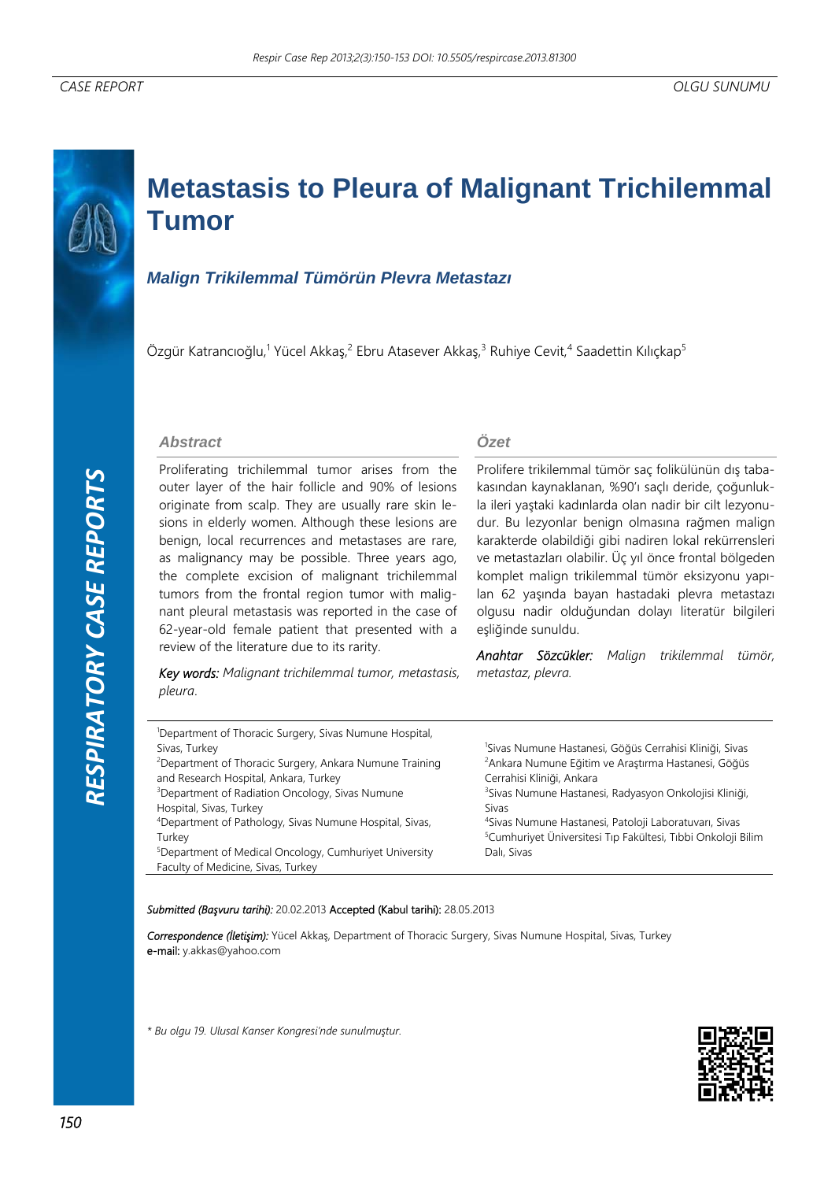CASE REPORT

OLGU SUNUMU

# Metastasis to Pleura of Malignant Trichilemmal Tumor

## *Malign Trikilemmal Tümörün Plevra Metastazı*

Özgür Katrancıoğlu,[1] Yücel Akkaş,[2] Ebru Atasever Akkaş,[3] Ruhiye Cevit,[4] Saadettin Kılıçkap[5]

### Abstract

Proliferating trichilemmal tumor arises from the outer layer of the hair follicle and 90% of lesions originate from scalp. They are usually rare skin lesions in elderly women. Although these lesions are benign, local recurrences and metastases are rare, as malignancy may be possible. Three years ago, the complete excision of malignant trichilemmal tumors from the frontal region tumor with malignant pleural metastasis was reported in the case of 62-year-old female patient that presented with a review of the literature due to its rarity.

*Key words:* *Malignant trichilemmal tumor, metastasis, pleura.*

### Özet

Prolifere trikilemmal tümör saç folikülünün dış tabakasından kaynaklanan, %90'ı saçlı deride, çoğunlukla ileri yaştaki kadınlarda olan nadir bir cilt lezyonudur. Bu lezyonlar benign olmasına rağmen malign karakterde olabildiği gibi nadiren lokal rekürrensleri ve metastazları olabilir. Üç yıl önce frontal bölgeden komplet malign trikilemmal tümör eksizyonu yapılan 62 yaşında bayan hastadaki plevra metastazı olgusu nadir olduğundan dolayı literatür bilgileri eşliğinde sunuldu.

*Anahtar Sözcükler:* *Malign trikilemmal tümör, metastaz, plevra.*

[1]Department of Thoracic Surgery, Sivas Numune Hospital, Sivas, Turkey
[2]Department of Thoracic Surgery, Ankara Numune Training and Research Hospital, Ankara, Turkey
[3]Department of Radiation Oncology, Sivas Numune Hospital, Sivas, Turkey
[4]Department of Pathology, Sivas Numune Hospital, Sivas, Turkey
[5]Department of Medical Oncology, Cumhuriyet University Faculty of Medicine, Sivas, Turkey

[1]Sivas Numune Hastanesi, Göğüs Cerrahisi Kliniği, Sivas
[2]Ankara Numune Eğitim ve Araştırma Hastanesi, Göğüs Cerrahisi Kliniği, Ankara
[3]Sivas Numune Hastanesi, Radyasyon Onkolojisi Kliniği, Sivas
[4]Sivas Numune Hastanesi, Patoloji Laboratuvarı, Sivas
[5]Cumhuriyet Üniversitesi Tıp Fakültesi, Tıbbi Onkoloji Bilim Dalı, Sivas

*Submitted (Başvuru tarihi):* 20.02.2013 Accepted (Kabul tarihi): 28.05.2013

*Correspondence (İletişim):* Yücel Akkaş, Department of Thoracic Surgery, Sivas Numune Hospital, Sivas, Turkey
e-mail: y.akkas@yahoo.com

*\* Bu olgu 19. Ulusal Kanser Kongresi'nde sunulmuştur.*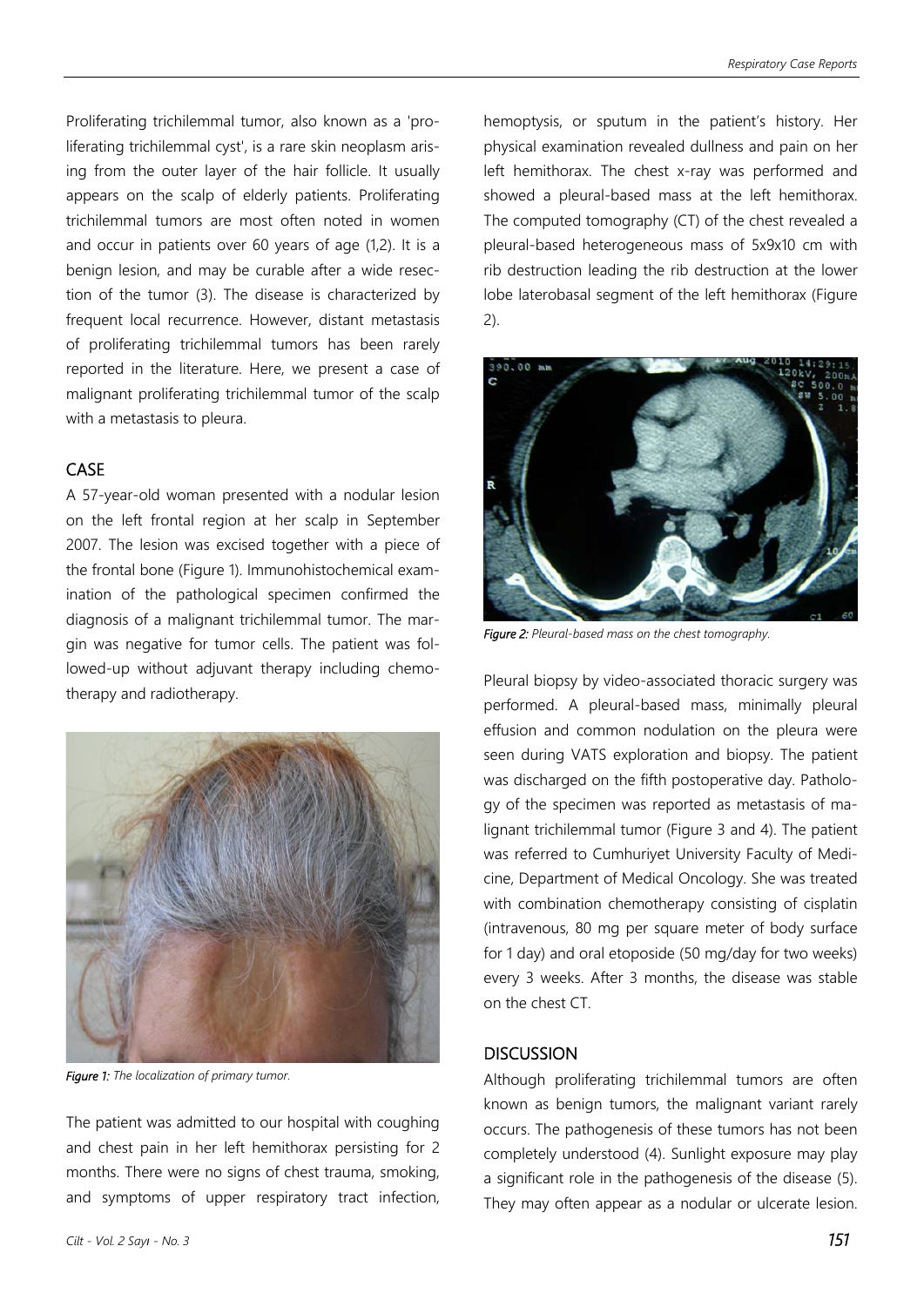Proliferating trichilemmal tumor, also known as a 'proliferating trichilemmal cyst', is a rare skin neoplasm arising from the outer layer of the hair follicle. It usually appears on the scalp of elderly patients. Proliferating trichilemmal tumors are most often noted in women and occur in patients over 60 years of age (1,2). It is a benign lesion, and may be curable after a wide resection of the tumor (3). The disease is characterized by frequent local recurrence. However, distant metastasis of proliferating trichilemmal tumors has been rarely reported in the literature. Here, we present a case of malignant proliferating trichilemmal tumor of the scalp with a metastasis to pleura.

## CASE

A 57-year-old woman presented with a nodular lesion on the left frontal region at her scalp in September 2007. The lesion was excised together with a piece of the frontal bone (Figure 1). Immunohistochemical examination of the pathological specimen confirmed the diagnosis of a malignant trichilemmal tumor. The margin was negative for tumor cells. The patient was followed-up without adjuvant therapy including chemotherapy and radiotherapy.

*Figure 1: The localization of primary tumor.*

The patient was admitted to our hospital with coughing and chest pain in her left hemithorax persisting for 2 months. There were no signs of chest trauma, smoking, and symptoms of upper respiratory tract infection, hemoptysis, or sputum in the patient's history. Her physical examination revealed dullness and pain on her left hemithorax. The chest x-ray was performed and showed a pleural-based mass at the left hemithorax. The computed tomography (CT) of the chest revealed a pleural-based heterogeneous mass of 5x9x10 cm with rib destruction leading the rib destruction at the lower lobe laterobasal segment of the left hemithorax (Figure 2).

*Figure 2: Pleural-based mass on the chest tomography.*

Pleural biopsy by video-associated thoracic surgery was performed. A pleural-based mass, minimally pleural effusion and common nodulation on the pleura were seen during VATS exploration and biopsy. The patient was discharged on the fifth postoperative day. Pathology of the specimen was reported as metastasis of malignant trichilemmal tumor (Figure 3 and 4). The patient was referred to Cumhuriyet University Faculty of Medicine, Department of Medical Oncology. She was treated with combination chemotherapy consisting of cisplatin (intravenous, 80 mg per square meter of body surface for 1 day) and oral etoposide (50 mg/day for two weeks) every 3 weeks. After 3 months, the disease was stable on the chest CT.

## DISCUSSION

Although proliferating trichilemmal tumors are often known as benign tumors, the malignant variant rarely occurs. The pathogenesis of these tumors has not been completely understood (4). Sunlight exposure may play a significant role in the pathogenesis of the disease (5). They may often appear as a nodular or ulcerate lesion.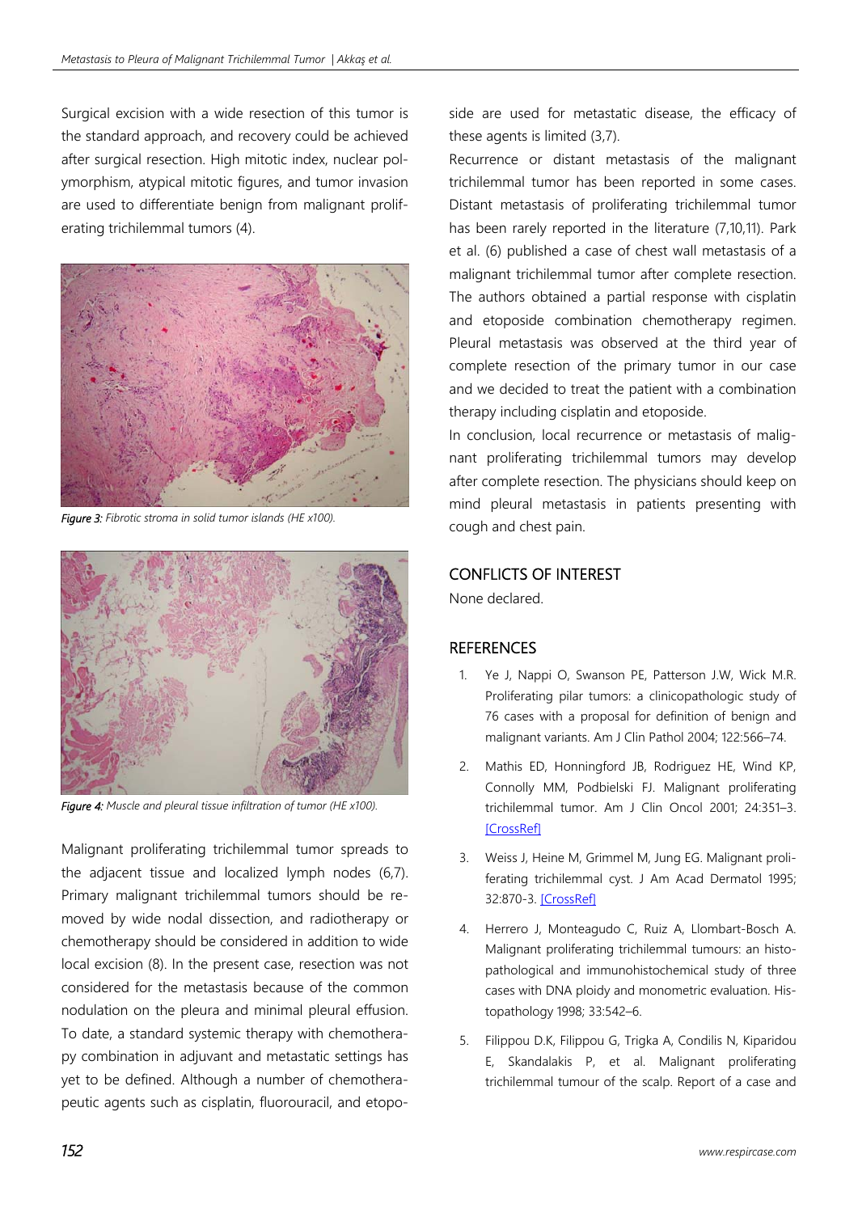Surgical excision with a wide resection of this tumor is the standard approach, and recovery could be achieved after surgical resection. High mitotic index, nuclear polymorphism, atypical mitotic figures, and tumor invasion are used to differentiate benign from malignant proliferating trichilemmal tumors (4).

*Figure 3: Fibrotic stroma in solid tumor islands (HE x100).*

*Figure 4: Muscle and pleural tissue infiltration of tumor (HE x100).*

Malignant proliferating trichilemmal tumor spreads to the adjacent tissue and localized lymph nodes (6,7). Primary malignant trichilemmal tumors should be removed by wide nodal dissection, and radiotherapy or chemotherapy should be considered in addition to wide local excision (8). In the present case, resection was not considered for the metastasis because of the common nodulation on the pleura and minimal pleural effusion. To date, a standard systemic therapy with chemotherapy combination in adjuvant and metastatic settings has yet to be defined. Although a number of chemotherapeutic agents such as cisplatin, fluorouracil, and etoposide are used for metastatic disease, the efficacy of these agents is limited (3,7).

Recurrence or distant metastasis of the malignant trichilemmal tumor has been reported in some cases. Distant metastasis of proliferating trichilemmal tumor has been rarely reported in the literature (7,10,11). Park et al. (6) published a case of chest wall metastasis of a malignant trichilemmal tumor after complete resection. The authors obtained a partial response with cisplatin and etoposide combination chemotherapy regimen. Pleural metastasis was observed at the third year of complete resection of the primary tumor in our case and we decided to treat the patient with a combination therapy including cisplatin and etoposide.

In conclusion, local recurrence or metastasis of malignant proliferating trichilemmal tumors may develop after complete resection. The physicians should keep on mind pleural metastasis in patients presenting with cough and chest pain.

## CONFLICTS OF INTEREST

None declared.

## REFERENCES

1. Ye J, Nappi O, Swanson PE, Patterson J.W, Wick M.R. Proliferating pilar tumors: a clinicopathologic study of 76 cases with a proposal for definition of benign and malignant variants. Am J Clin Pathol 2004; 122:566–74.
2. Mathis ED, Honningford JB, Rodriguez HE, Wind KP, Connolly MM, Podbielski FJ. Malignant proliferating trichilemmal tumor. Am J Clin Oncol 2001; 24:351–3. [CrossRef]
3. Weiss J, Heine M, Grimmel M, Jung EG. Malignant proliferating trichilemmal cyst. J Am Acad Dermatol 1995; 32:870-3. [CrossRef]
4. Herrero J, Monteagudo C, Ruiz A, Llombart-Bosch A. Malignant proliferating trichilemmal tumours: an histopathological and immunohistochemical study of three cases with DNA ploidy and monometric evaluation. Histopathology 1998; 33:542–6.
5. Filippou D.K, Filippou G, Trigka A, Condilis N, Kiparidou E, Skandalakis P, et al. Malignant proliferating trichilemmal tumour of the scalp. Report of a case and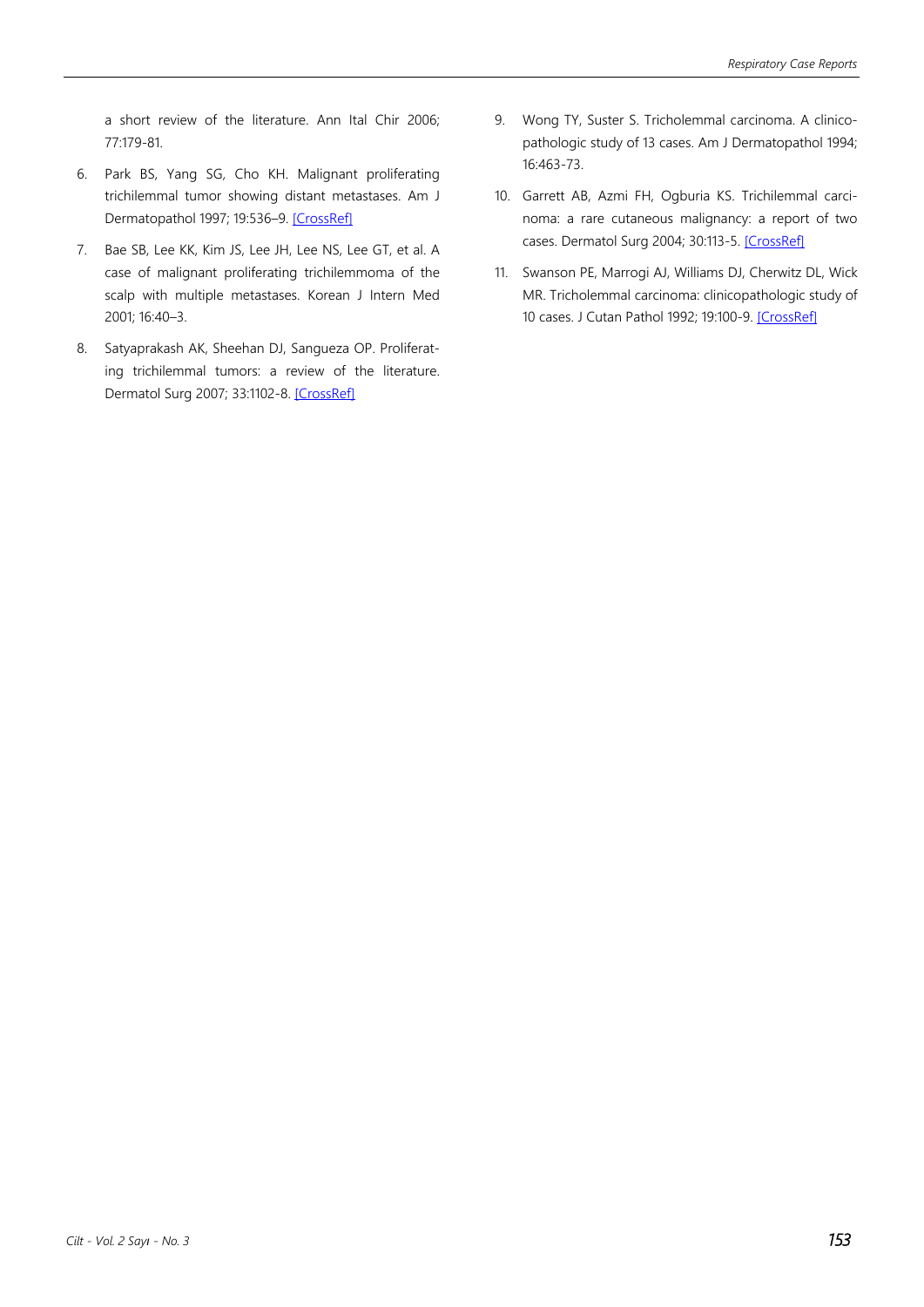a short review of the literature. Ann Ital Chir 2006; 77:179-81.

6. Park BS, Yang SG, Cho KH. Malignant proliferating trichilemmal tumor showing distant metastases. Am J Dermatopathol 1997; 19:536–9. [CrossRef]

7. Bae SB, Lee KK, Kim JS, Lee JH, Lee NS, Lee GT, et al. A case of malignant proliferating trichilemmoma of the scalp with multiple metastases. Korean J Intern Med 2001; 16:40–3.

8. Satyaprakash AK, Sheehan DJ, Sangueza OP. Proliferating trichilemmal tumors: a review of the literature. Dermatol Surg 2007; 33:1102-8. [CrossRef]

9. Wong TY, Suster S. Tricholemmal carcinoma. A clinicopathologic study of 13 cases. Am J Dermatopathol 1994; 16:463-73.

10. Garrett AB, Azmi FH, Ogburia KS. Trichilemmal carcinoma: a rare cutaneous malignancy: a report of two cases. Dermatol Surg 2004; 30:113-5. [CrossRef]

11. Swanson PE, Marrogi AJ, Williams DJ, Cherwitz DL, Wick MR. Tricholemmal carcinoma: clinicopathologic study of 10 cases. J Cutan Pathol 1992; 19:100-9. [CrossRef]